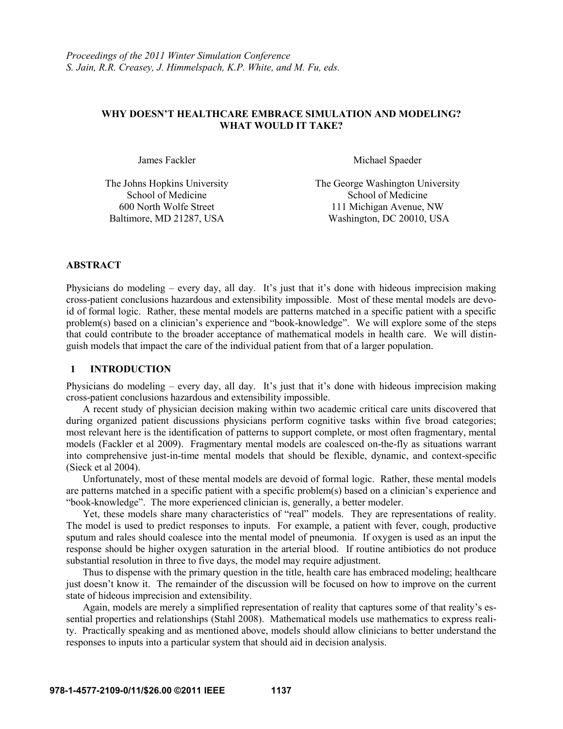*Proceedings of the 2011 Winter Simulation Conference*
*S. Jain, R.R. Creasey, J. Himmelspach, K.P. White, and M. Fu, eds.*

# WHY DOESN'T HEALTHCARE EMBRACE SIMULATION AND MODELING? WHAT WOULD IT TAKE?

James Fackler

The Johns Hopkins University
School of Medicine
600 North Wolfe Street
Baltimore, MD 21287, USA

Michael Spaeder

The George Washington University
School of Medicine
111 Michigan Avenue, NW
Washington, DC 20010, USA

## ABSTRACT

Physicians do modeling – every day, all day. It's just that it's done with hideous imprecision making cross-patient conclusions hazardous and extensibility impossible. Most of these mental models are devoid of formal logic. Rather, these mental models are patterns matched in a specific patient with a specific problem(s) based on a clinician's experience and "book-knowledge". We will explore some of the steps that could contribute to the broader acceptance of mathematical models in health care. We will distinguish models that impact the care of the individual patient from that of a larger population.

## 1 INTRODUCTION

Physicians do modeling – every day, all day. It's just that it's done with hideous imprecision making cross-patient conclusions hazardous and extensibility impossible.

A recent study of physician decision making within two academic critical care units discovered that during organized patient discussions physicians perform cognitive tasks within five broad categories; most relevant here is the identification of patterns to support complete, or most often fragmentary, mental models (Fackler et al 2009). Fragmentary mental models are coalesced on-the-fly as situations warrant into comprehensive just-in-time mental models that should be flexible, dynamic, and context-specific (Sieck et al 2004).

Unfortunately, most of these mental models are devoid of formal logic. Rather, these mental models are patterns matched in a specific patient with a specific problem(s) based on a clinician's experience and "book-knowledge". The more experienced clinician is, generally, a better modeler.

Yet, these models share many characteristics of "real" models. They are representations of reality. The model is used to predict responses to inputs. For example, a patient with fever, cough, productive sputum and rales should coalesce into the mental model of pneumonia. If oxygen is used as an input the response should be higher oxygen saturation in the arterial blood. If routine antibiotics do not produce substantial resolution in three to five days, the model may require adjustment.

Thus to dispense with the primary question in the title, health care has embraced modeling; healthcare just doesn't know it. The remainder of the discussion will be focused on how to improve on the current state of hideous imprecision and extensibility.

Again, models are merely a simplified representation of reality that captures some of that reality's essential properties and relationships (Stahl 2008). Mathematical models use mathematics to express reality. Practically speaking and as mentioned above, models should allow clinicians to better understand the responses to inputs into a particular system that should aid in decision analysis.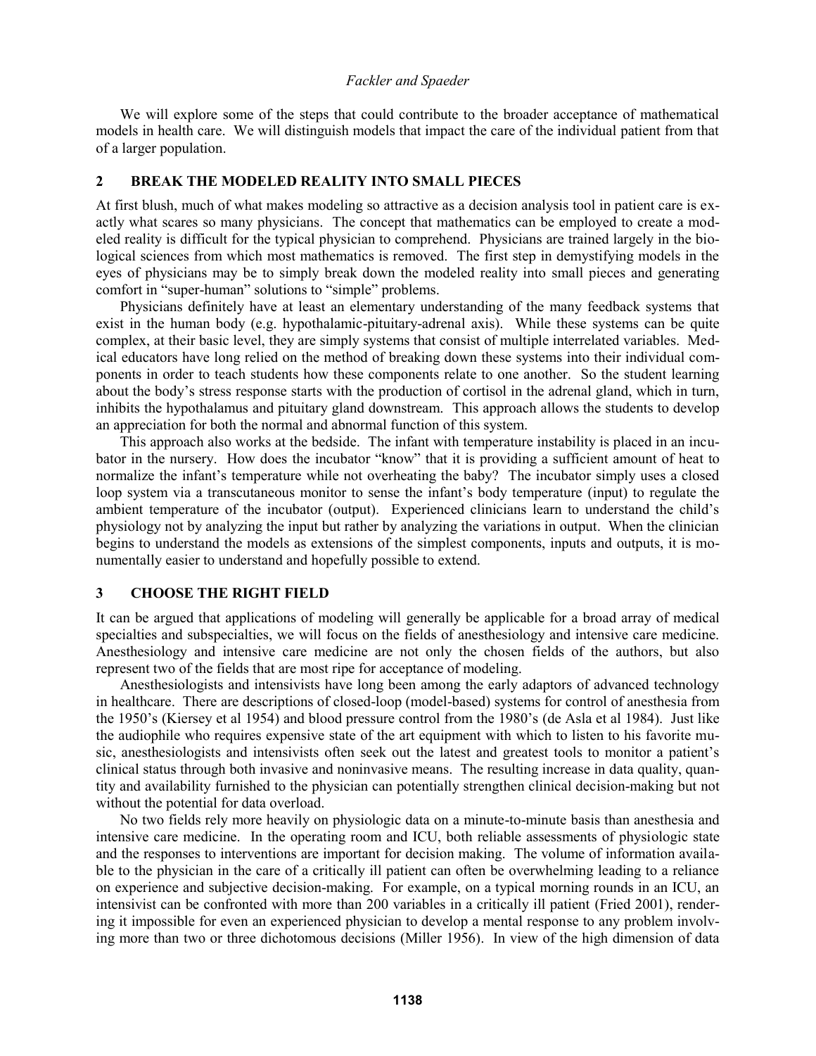We will explore some of the steps that could contribute to the broader acceptance of mathematical models in health care. We will distinguish models that impact the care of the individual patient from that of a larger population.

## 2 BREAK THE MODELED REALITY INTO SMALL PIECES

At first blush, much of what makes modeling so attractive as a decision analysis tool in patient care is exactly what scares so many physicians. The concept that mathematics can be employed to create a modeled reality is difficult for the typical physician to comprehend. Physicians are trained largely in the biological sciences from which most mathematics is removed. The first step in demystifying models in the eyes of physicians may be to simply break down the modeled reality into small pieces and generating comfort in "super-human" solutions to "simple" problems.

Physicians definitely have at least an elementary understanding of the many feedback systems that exist in the human body (e.g. hypothalamic-pituitary-adrenal axis). While these systems can be quite complex, at their basic level, they are simply systems that consist of multiple interrelated variables. Medical educators have long relied on the method of breaking down these systems into their individual components in order to teach students how these components relate to one another. So the student learning about the body's stress response starts with the production of cortisol in the adrenal gland, which in turn, inhibits the hypothalamus and pituitary gland downstream. This approach allows the students to develop an appreciation for both the normal and abnormal function of this system.

This approach also works at the bedside. The infant with temperature instability is placed in an incubator in the nursery. How does the incubator "know" that it is providing a sufficient amount of heat to normalize the infant's temperature while not overheating the baby? The incubator simply uses a closed loop system via a transcutaneous monitor to sense the infant's body temperature (input) to regulate the ambient temperature of the incubator (output). Experienced clinicians learn to understand the child's physiology not by analyzing the input but rather by analyzing the variations in output. When the clinician begins to understand the models as extensions of the simplest components, inputs and outputs, it is monumentally easier to understand and hopefully possible to extend.

## 3 CHOOSE THE RIGHT FIELD

It can be argued that applications of modeling will generally be applicable for a broad array of medical specialties and subspecialties, we will focus on the fields of anesthesiology and intensive care medicine. Anesthesiology and intensive care medicine are not only the chosen fields of the authors, but also represent two of the fields that are most ripe for acceptance of modeling.

Anesthesiologists and intensivists have long been among the early adaptors of advanced technology in healthcare. There are descriptions of closed-loop (model-based) systems for control of anesthesia from the 1950's (Kiersey et al 1954) and blood pressure control from the 1980's (de Asla et al 1984). Just like the audiophile who requires expensive state of the art equipment with which to listen to his favorite music, anesthesiologists and intensivists often seek out the latest and greatest tools to monitor a patient's clinical status through both invasive and noninvasive means. The resulting increase in data quality, quantity and availability furnished to the physician can potentially strengthen clinical decision-making but not without the potential for data overload.

No two fields rely more heavily on physiologic data on a minute-to-minute basis than anesthesia and intensive care medicine. In the operating room and ICU, both reliable assessments of physiologic state and the responses to interventions are important for decision making. The volume of information available to the physician in the care of a critically ill patient can often be overwhelming leading to a reliance on experience and subjective decision-making. For example, on a typical morning rounds in an ICU, an intensivist can be confronted with more than 200 variables in a critically ill patient (Fried 2001), rendering it impossible for even an experienced physician to develop a mental response to any problem involving more than two or three dichotomous decisions (Miller 1956). In view of the high dimension of data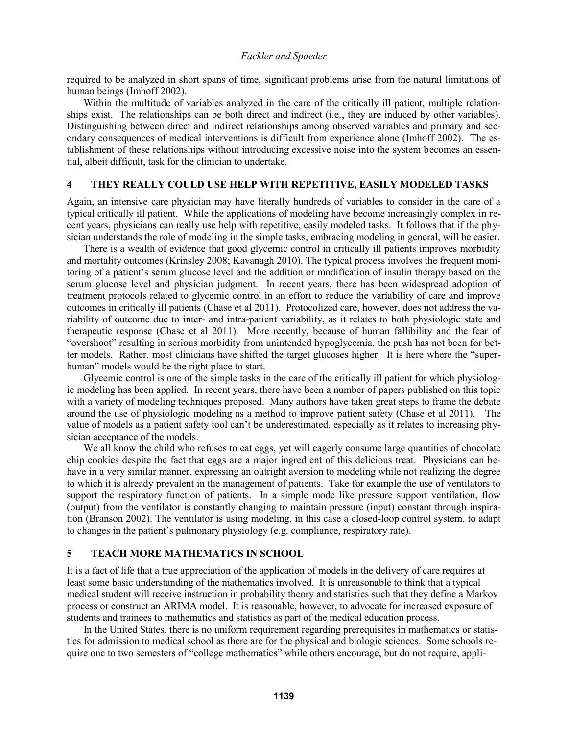required to be analyzed in short spans of time, significant problems arise from the natural limitations of human beings (Imhoff 2002).

Within the multitude of variables analyzed in the care of the critically ill patient, multiple relationships exist. The relationships can be both direct and indirect (i.e., they are induced by other variables). Distinguishing between direct and indirect relationships among observed variables and primary and secondary consequences of medical interventions is difficult from experience alone (Imhoff 2002). The establishment of these relationships without introducing excessive noise into the system becomes an essential, albeit difficult, task for the clinician to undertake.

## 4 THEY REALLY COULD USE HELP WITH REPETITIVE, EASILY MODELED TASKS

Again, an intensive care physician may have literally hundreds of variables to consider in the care of a typical critically ill patient. While the applications of modeling have become increasingly complex in recent years, physicians can really use help with repetitive, easily modeled tasks. It follows that if the physician understands the role of modeling in the simple tasks, embracing modeling in general, will be easier.

There is a wealth of evidence that good glycemic control in critically ill patients improves morbidity and mortality outcomes (Krinsley 2008; Kavanagh 2010). The typical process involves the frequent monitoring of a patient's serum glucose level and the addition or modification of insulin therapy based on the serum glucose level and physician judgment. In recent years, there has been widespread adoption of treatment protocols related to glycemic control in an effort to reduce the variability of care and improve outcomes in critically ill patients (Chase et al 2011). Protocolized care, however, does not address the variability of outcome due to inter- and intra-patient variability, as it relates to both physiologic state and therapeutic response (Chase et al 2011). More recently, because of human fallibility and the fear of "overshoot" resulting in serious morbidity from unintended hypoglycemia, the push has not been for better models. Rather, most clinicians have shifted the target glucoses higher. It is here where the "superhuman" models would be the right place to start.

Glycemic control is one of the simple tasks in the care of the critically ill patient for which physiologic modeling has been applied. In recent years, there have been a number of papers published on this topic with a variety of modeling techniques proposed. Many authors have taken great steps to frame the debate around the use of physiologic modeling as a method to improve patient safety (Chase et al 2011). The value of models as a patient safety tool can't be underestimated, especially as it relates to increasing physician acceptance of the models.

We all know the child who refuses to eat eggs, yet will eagerly consume large quantities of chocolate chip cookies despite the fact that eggs are a major ingredient of this delicious treat. Physicians can behave in a very similar manner, expressing an outright aversion to modeling while not realizing the degree to which it is already prevalent in the management of patients. Take for example the use of ventilators to support the respiratory function of patients. In a simple mode like pressure support ventilation, flow (output) from the ventilator is constantly changing to maintain pressure (input) constant through inspiration (Branson 2002). The ventilator is using modeling, in this case a closed-loop control system, to adapt to changes in the patient's pulmonary physiology (e.g. compliance, respiratory rate).

## 5 TEACH MORE MATHEMATICS IN SCHOOL

It is a fact of life that a true appreciation of the application of models in the delivery of care requires at least some basic understanding of the mathematics involved. It is unreasonable to think that a typical medical student will receive instruction in probability theory and statistics such that they define a Markov process or construct an ARIMA model. It is reasonable, however, to advocate for increased exposure of students and trainees to mathematics and statistics as part of the medical education process.

In the United States, there is no uniform requirement regarding prerequisites in mathematics or statistics for admission to medical school as there are for the physical and biologic sciences. Some schools require one to two semesters of "college mathematics" while others encourage, but do not require, appli-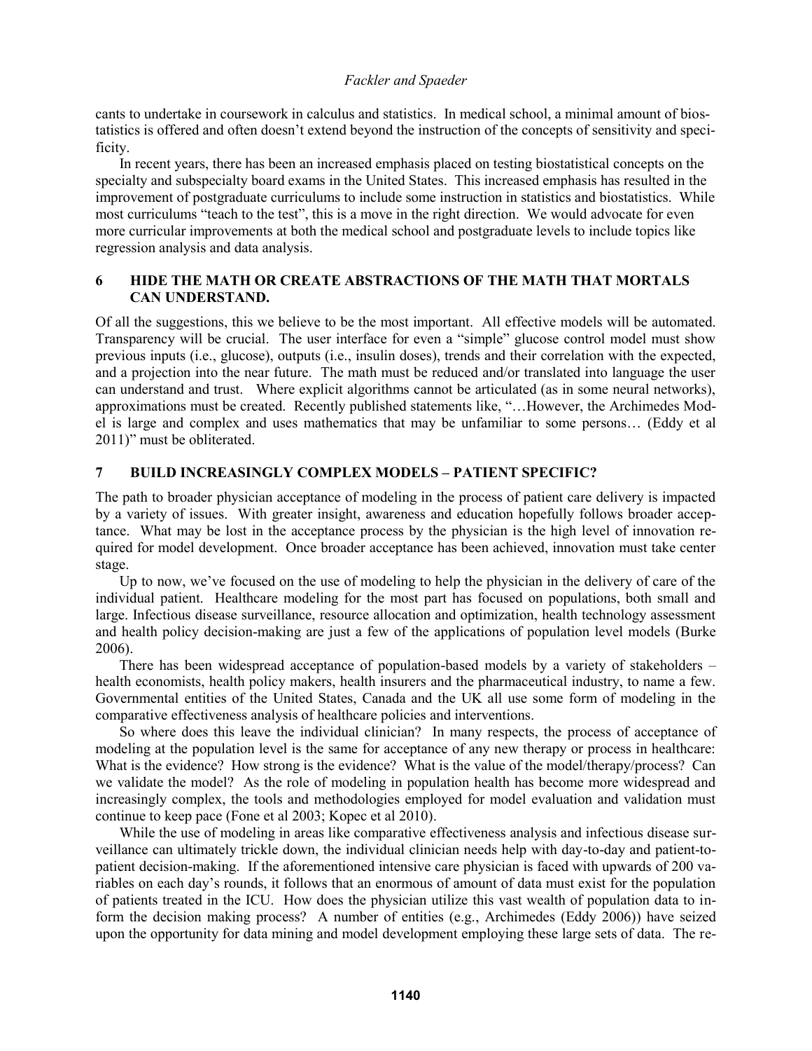cants to undertake in coursework in calculus and statistics. In medical school, a minimal amount of biostatistics is offered and often doesn't extend beyond the instruction of the concepts of sensitivity and specificity.

In recent years, there has been an increased emphasis placed on testing biostatistical concepts on the specialty and subspecialty board exams in the United States. This increased emphasis has resulted in the improvement of postgraduate curriculums to include some instruction in statistics and biostatistics. While most curriculums "teach to the test", this is a move in the right direction. We would advocate for even more curricular improvements at both the medical school and postgraduate levels to include topics like regression analysis and data analysis.

## 6 HIDE THE MATH OR CREATE ABSTRACTIONS OF THE MATH THAT MORTALS CAN UNDERSTAND.

Of all the suggestions, this we believe to be the most important. All effective models will be automated. Transparency will be crucial. The user interface for even a "simple" glucose control model must show previous inputs (i.e., glucose), outputs (i.e., insulin doses), trends and their correlation with the expected, and a projection into the near future. The math must be reduced and/or translated into language the user can understand and trust. Where explicit algorithms cannot be articulated (as in some neural networks), approximations must be created. Recently published statements like, "…However, the Archimedes Model is large and complex and uses mathematics that may be unfamiliar to some persons… (Eddy et al 2011)" must be obliterated.

## 7 BUILD INCREASINGLY COMPLEX MODELS – PATIENT SPECIFIC?

The path to broader physician acceptance of modeling in the process of patient care delivery is impacted by a variety of issues. With greater insight, awareness and education hopefully follows broader acceptance. What may be lost in the acceptance process by the physician is the high level of innovation required for model development. Once broader acceptance has been achieved, innovation must take center stage.

Up to now, we've focused on the use of modeling to help the physician in the delivery of care of the individual patient. Healthcare modeling for the most part has focused on populations, both small and large. Infectious disease surveillance, resource allocation and optimization, health technology assessment and health policy decision-making are just a few of the applications of population level models (Burke 2006).

There has been widespread acceptance of population-based models by a variety of stakeholders – health economists, health policy makers, health insurers and the pharmaceutical industry, to name a few. Governmental entities of the United States, Canada and the UK all use some form of modeling in the comparative effectiveness analysis of healthcare policies and interventions.

So where does this leave the individual clinician? In many respects, the process of acceptance of modeling at the population level is the same for acceptance of any new therapy or process in healthcare: What is the evidence? How strong is the evidence? What is the value of the model/therapy/process? Can we validate the model? As the role of modeling in population health has become more widespread and increasingly complex, the tools and methodologies employed for model evaluation and validation must continue to keep pace (Fone et al 2003; Kopec et al 2010).

While the use of modeling in areas like comparative effectiveness analysis and infectious disease surveillance can ultimately trickle down, the individual clinician needs help with day-to-day and patient-to-patient decision-making. If the aforementioned intensive care physician is faced with upwards of 200 variables on each day's rounds, it follows that an enormous of amount of data must exist for the population of patients treated in the ICU. How does the physician utilize this vast wealth of population data to inform the decision making process? A number of entities (e.g., Archimedes (Eddy 2006)) have seized upon the opportunity for data mining and model development employing these large sets of data. The re-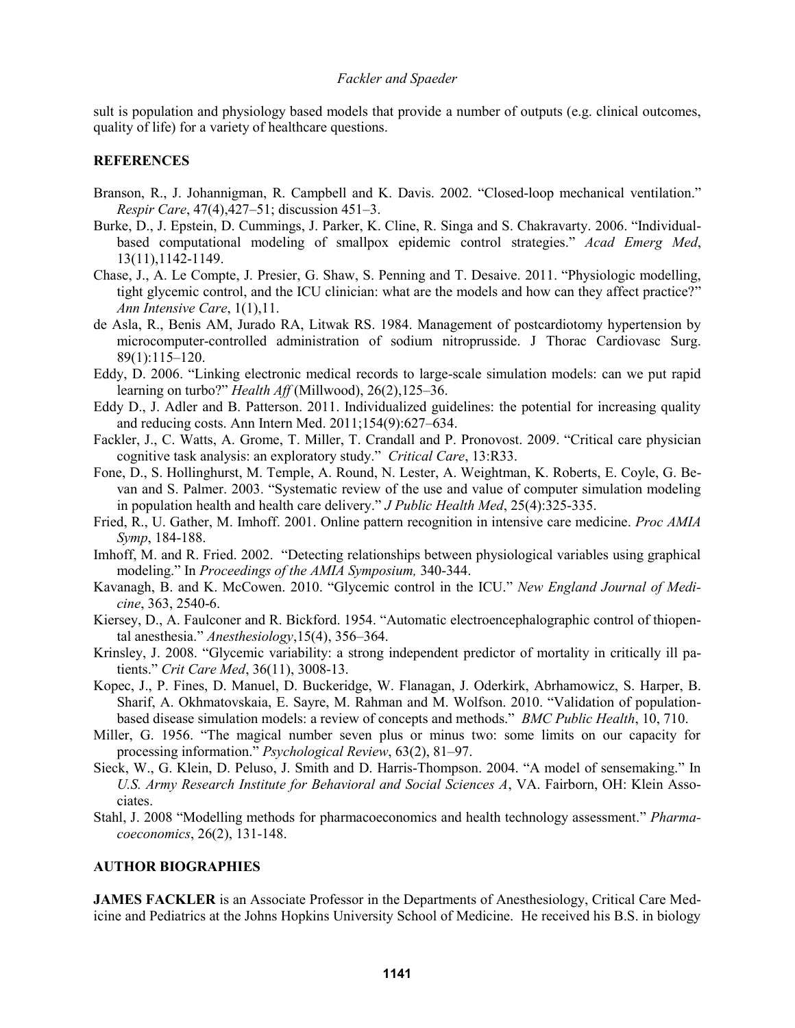sult is population and physiology based models that provide a number of outputs (e.g. clinical outcomes, quality of life) for a variety of healthcare questions.

## REFERENCES

Branson, R., J. Johannigman, R. Campbell and K. Davis. 2002. "Closed-loop mechanical ventilation." *Respir Care*, 47(4),427–51; discussion 451–3.

Burke, D., J. Epstein, D. Cummings, J. Parker, K. Cline, R. Singa and S. Chakravarty. 2006. "Individual-based computational modeling of smallpox epidemic control strategies." *Acad Emerg Med*, 13(11),1142-1149.

Chase, J., A. Le Compte, J. Presier, G. Shaw, S. Penning and T. Desaive. 2011. "Physiologic modelling, tight glycemic control, and the ICU clinician: what are the models and how can they affect practice?" *Ann Intensive Care*, 1(1),11.

de Asla, R., Benis AM, Jurado RA, Litwak RS. 1984. Management of postcardiotomy hypertension by microcomputer-controlled administration of sodium nitroprusside. J Thorac Cardiovasc Surg. 89(1):115–120.

Eddy, D. 2006. "Linking electronic medical records to large-scale simulation models: can we put rapid learning on turbo?" *Health Aff* (Millwood), 26(2),125–36.

Eddy D., J. Adler and B. Patterson. 2011. Individualized guidelines: the potential for increasing quality and reducing costs. Ann Intern Med. 2011;154(9):627–634.

Fackler, J., C. Watts, A. Grome, T. Miller, T. Crandall and P. Pronovost. 2009. "Critical care physician cognitive task analysis: an exploratory study." *Critical Care*, 13:R33.

Fone, D., S. Hollinghurst, M. Temple, A. Round, N. Lester, A. Weightman, K. Roberts, E. Coyle, G. Bevan and S. Palmer. 2003. "Systematic review of the use and value of computer simulation modeling in population health and health care delivery." *J Public Health Med*, 25(4):325-335.

Fried, R., U. Gather, M. Imhoff. 2001. Online pattern recognition in intensive care medicine. *Proc AMIA Symp*, 184-188.

Imhoff, M. and R. Fried. 2002. "Detecting relationships between physiological variables using graphical modeling." In *Proceedings of the AMIA Symposium,* 340-344.

Kavanagh, B. and K. McCowen. 2010. "Glycemic control in the ICU." *New England Journal of Medicine*, 363, 2540-6.

Kiersey, D., A. Faulconer and R. Bickford. 1954. "Automatic electroencephalographic control of thiopental anesthesia." *Anesthesiology*,15(4), 356–364.

Krinsley, J. 2008. "Glycemic variability: a strong independent predictor of mortality in critically ill patients." *Crit Care Med*, 36(11), 3008-13.

Kopec, J., P. Fines, D. Manuel, D. Buckeridge, W. Flanagan, J. Oderkirk, Abrhamowicz, S. Harper, B. Sharif, A. Okhmatovskaia, E. Sayre, M. Rahman and M. Wolfson. 2010. "Validation of population-based disease simulation models: a review of concepts and methods." *BMC Public Health*, 10, 710.

Miller, G. 1956. "The magical number seven plus or minus two: some limits on our capacity for processing information." *Psychological Review*, 63(2), 81–97.

Sieck, W., G. Klein, D. Peluso, J. Smith and D. Harris-Thompson. 2004. "A model of sensemaking." In *U.S. Army Research Institute for Behavioral and Social Sciences A*, VA. Fairborn, OH: Klein Associates.

Stahl, J. 2008 "Modelling methods for pharmacoeconomics and health technology assessment." *Pharmacoeconomics*, 26(2), 131-148.

## AUTHOR BIOGRAPHIES

**JAMES FACKLER** is an Associate Professor in the Departments of Anesthesiology, Critical Care Medicine and Pediatrics at the Johns Hopkins University School of Medicine. He received his B.S. in biology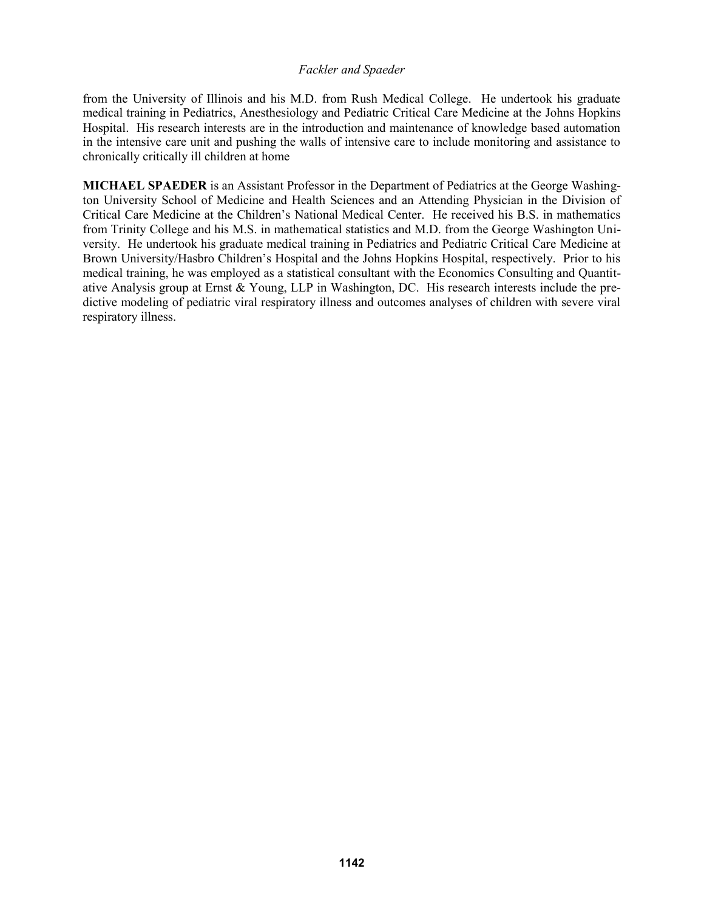from the University of Illinois and his M.D. from Rush Medical College. He undertook his graduate medical training in Pediatrics, Anesthesiology and Pediatric Critical Care Medicine at the Johns Hopkins Hospital. His research interests are in the introduction and maintenance of knowledge based automation in the intensive care unit and pushing the walls of intensive care to include monitoring and assistance to chronically critically ill children at home

**MICHAEL SPAEDER** is an Assistant Professor in the Department of Pediatrics at the George Washington University School of Medicine and Health Sciences and an Attending Physician in the Division of Critical Care Medicine at the Children's National Medical Center. He received his B.S. in mathematics from Trinity College and his M.S. in mathematical statistics and M.D. from the George Washington University. He undertook his graduate medical training in Pediatrics and Pediatric Critical Care Medicine at Brown University/Hasbro Children's Hospital and the Johns Hopkins Hospital, respectively. Prior to his medical training, he was employed as a statistical consultant with the Economics Consulting and Quantitative Analysis group at Ernst & Young, LLP in Washington, DC. His research interests include the predictive modeling of pediatric viral respiratory illness and outcomes analyses of children with severe viral respiratory illness.